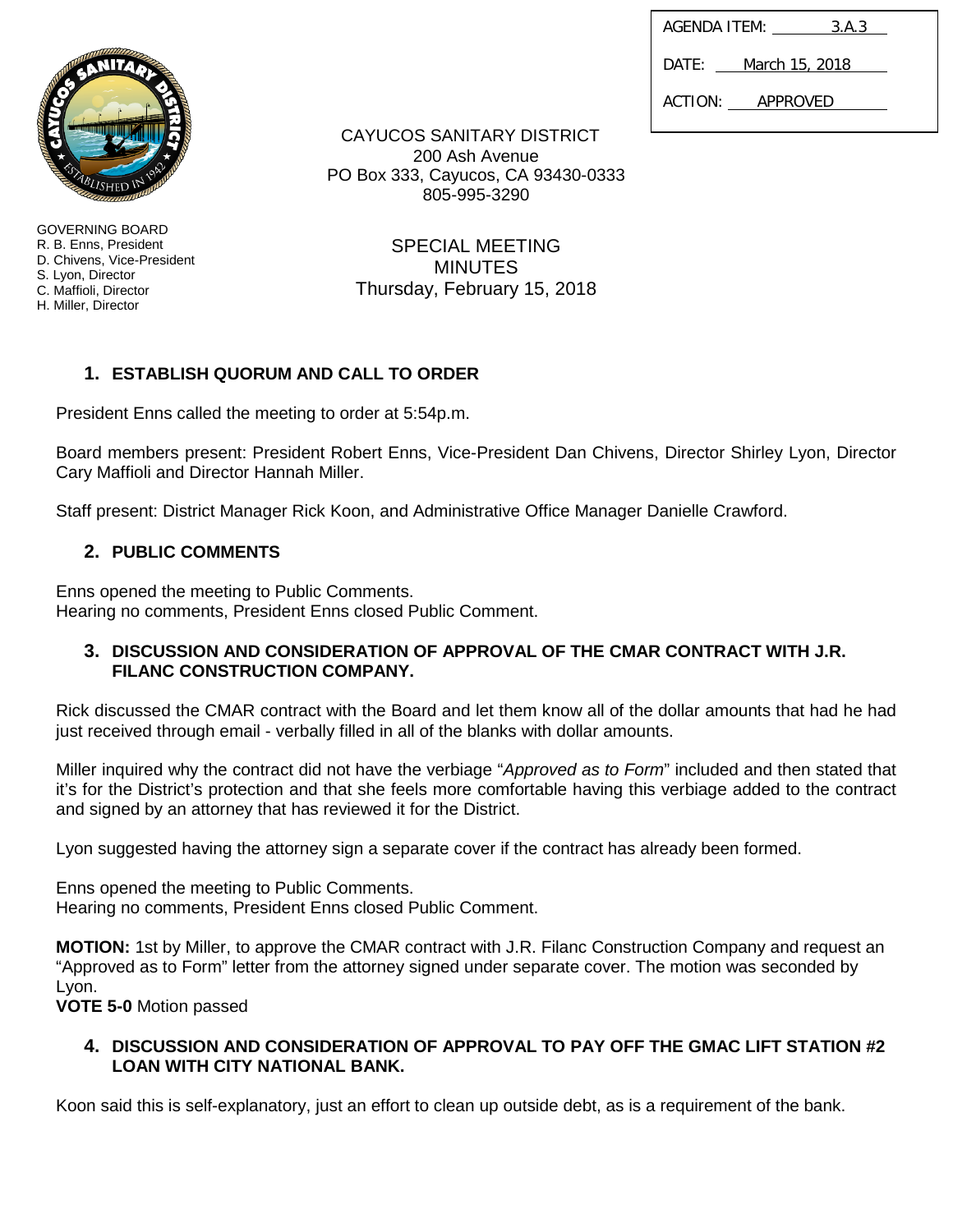| AGENDA ITEM: | 3.A.3 |
| --- | --- |
| DATE: | March 15, 2018 |
| ACTION: | APPROVED |

CAYUCOS SANITARY DISTRICT
200 Ash Avenue
PO Box 333, Cayucos, CA 93430-0333
805-995-3290

GOVERNING BOARD
R. B. Enns, President
D. Chivens, Vice-President
S. Lyon, Director
C. Maffioli, Director
H. Miller, Director

SPECIAL MEETING
MINUTES
Thursday, February 15, 2018

## 1. ESTABLISH QUORUM AND CALL TO ORDER

President Enns called the meeting to order at 5:54p.m.

Board members present: President Robert Enns, Vice-President Dan Chivens, Director Shirley Lyon, Director Cary Maffioli and Director Hannah Miller.

Staff present: District Manager Rick Koon, and Administrative Office Manager Danielle Crawford.

## 2. PUBLIC COMMENTS

Enns opened the meeting to Public Comments.
Hearing no comments, President Enns closed Public Comment.

## 3. DISCUSSION AND CONSIDERATION OF APPROVAL OF THE CMAR CONTRACT WITH J.R. FILANC CONSTRUCTION COMPANY.

Rick discussed the CMAR contract with the Board and let them know all of the dollar amounts that had he had just received through email - verbally filled in all of the blanks with dollar amounts.

Miller inquired why the contract did not have the verbiage "*Approved as to Form*" included and then stated that it's for the District's protection and that she feels more comfortable having this verbiage added to the contract and signed by an attorney that has reviewed it for the District.

Lyon suggested having the attorney sign a separate cover if the contract has already been formed.

Enns opened the meeting to Public Comments.
Hearing no comments, President Enns closed Public Comment.

**MOTION:** 1st by Miller, to approve the CMAR contract with J.R. Filanc Construction Company and request an "Approved as to Form" letter from the attorney signed under separate cover. The motion was seconded by Lyon.
**VOTE 5-0** Motion passed

## 4. DISCUSSION AND CONSIDERATION OF APPROVAL TO PAY OFF THE GMAC LIFT STATION #2 LOAN WITH CITY NATIONAL BANK.

Koon said this is self-explanatory, just an effort to clean up outside debt, as is a requirement of the bank.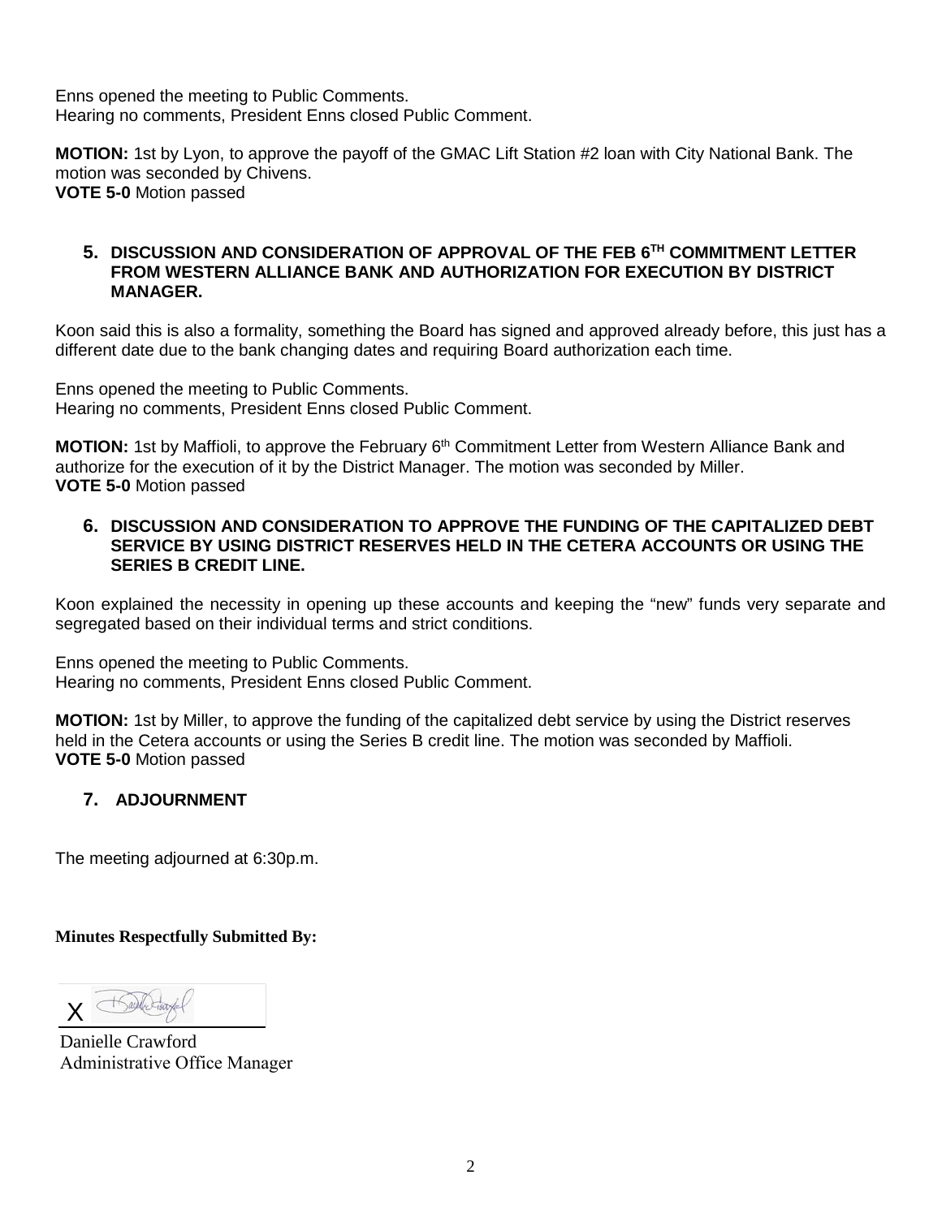Enns opened the meeting to Public Comments.
Hearing no comments, President Enns closed Public Comment.

**MOTION:** 1st by Lyon, to approve the payoff of the GMAC Lift Station #2 loan with City National Bank. The motion was seconded by Chivens.
**VOTE 5-0** Motion passed

**5. DISCUSSION AND CONSIDERATION OF APPROVAL OF THE FEB 6TH COMMITMENT LETTER FROM WESTERN ALLIANCE BANK AND AUTHORIZATION FOR EXECUTION BY DISTRICT MANAGER.**

Koon said this is also a formality, something the Board has signed and approved already before, this just has a different date due to the bank changing dates and requiring Board authorization each time.

Enns opened the meeting to Public Comments.
Hearing no comments, President Enns closed Public Comment.

**MOTION:** 1st by Maffioli, to approve the February 6th Commitment Letter from Western Alliance Bank and authorize for the execution of it by the District Manager. The motion was seconded by Miller.
**VOTE 5-0** Motion passed

**6. DISCUSSION AND CONSIDERATION TO APPROVE THE FUNDING OF THE CAPITALIZED DEBT SERVICE BY USING DISTRICT RESERVES HELD IN THE CETERA ACCOUNTS OR USING THE SERIES B CREDIT LINE.**

Koon explained the necessity in opening up these accounts and keeping the "new" funds very separate and segregated based on their individual terms and strict conditions.

Enns opened the meeting to Public Comments.
Hearing no comments, President Enns closed Public Comment.

**MOTION:** 1st by Miller, to approve the funding of the capitalized debt service by using the District reserves held in the Cetera accounts or using the Series B credit line. The motion was seconded by Maffioli.
**VOTE 5-0** Motion passed

**7. ADJOURNMENT**

The meeting adjourned at 6:30p.m.

**Minutes Respectfully Submitted By:**

X

Danielle Crawford
Administrative Office Manager